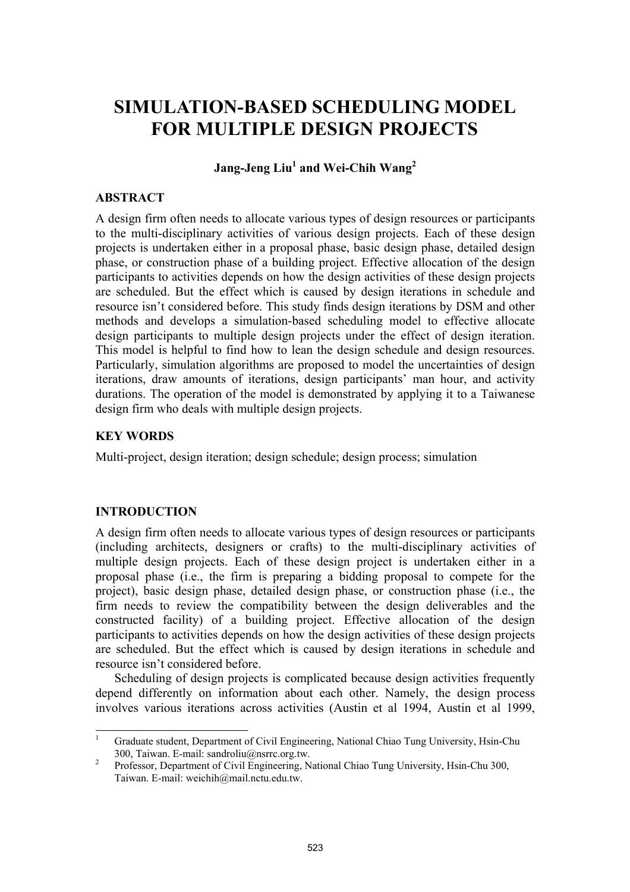# SIMULATION-BASED SCHEDULING MODEL FOR MULTIPLE DESIGN PROJECTS

**Jang-Jeng Liu[1] and Wei-Chih Wang[2]**

## ABSTRACT

A design firm often needs to allocate various types of design resources or participants to the multi-disciplinary activities of various design projects. Each of these design projects is undertaken either in a proposal phase, basic design phase, detailed design phase, or construction phase of a building project. Effective allocation of the design participants to activities depends on how the design activities of these design projects are scheduled. But the effect which is caused by design iterations in schedule and resource isn't considered before. This study finds design iterations by DSM and other methods and develops a simulation-based scheduling model to effective allocate design participants to multiple design projects under the effect of design iteration. This model is helpful to find how to lean the design schedule and design resources. Particularly, simulation algorithms are proposed to model the uncertainties of design iterations, draw amounts of iterations, design participants' man hour, and activity durations. The operation of the model is demonstrated by applying it to a Taiwanese design firm who deals with multiple design projects.

## KEY WORDS

Multi-project, design iteration; design schedule; design process; simulation

## INTRODUCTION

A design firm often needs to allocate various types of design resources or participants (including architects, designers or crafts) to the multi-disciplinary activities of multiple design projects. Each of these design project is undertaken either in a proposal phase (i.e., the firm is preparing a bidding proposal to compete for the project), basic design phase, detailed design phase, or construction phase (i.e., the firm needs to review the compatibility between the design deliverables and the constructed facility) of a building project. Effective allocation of the design participants to activities depends on how the design activities of these design projects are scheduled. But the effect which is caused by design iterations in schedule and resource isn't considered before.

Scheduling of design projects is complicated because design activities frequently depend differently on information about each other. Namely, the design process involves various iterations across activities (Austin et al 1994, Austin et al 1999,

---

[1] Graduate student, Department of Civil Engineering, National Chiao Tung University, Hsin-Chu 300, Taiwan. E-mail: sandroliu@nsrrc.org.tw.

[2] Professor, Department of Civil Engineering, National Chiao Tung University, Hsin-Chu 300, Taiwan. E-mail: weichih@mail.nctu.edu.tw.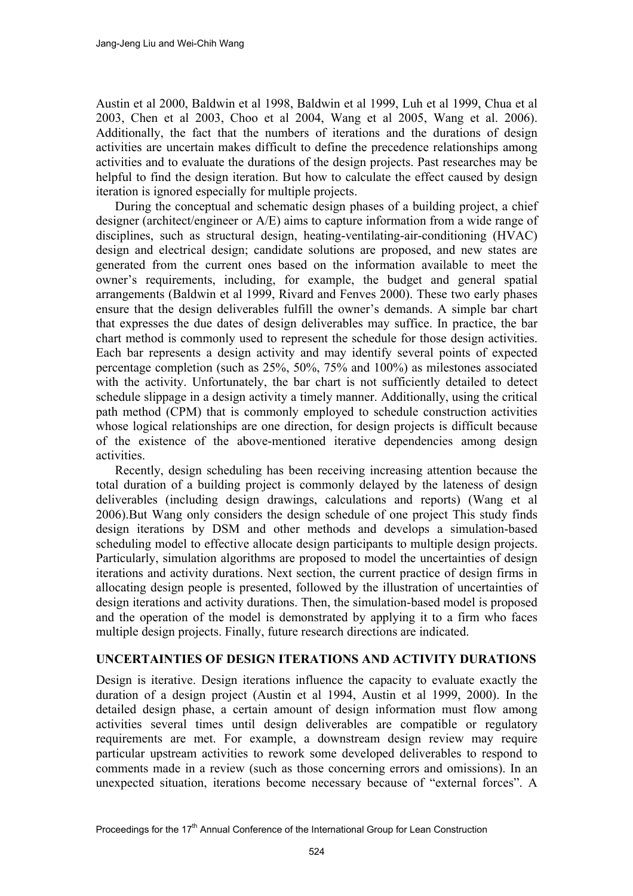Austin et al 2000, Baldwin et al 1998, Baldwin et al 1999, Luh et al 1999, Chua et al 2003, Chen et al 2003, Choo et al 2004, Wang et al 2005, Wang et al. 2006). Additionally, the fact that the numbers of iterations and the durations of design activities are uncertain makes difficult to define the precedence relationships among activities and to evaluate the durations of the design projects. Past researches may be helpful to find the design iteration. But how to calculate the effect caused by design iteration is ignored especially for multiple projects.

During the conceptual and schematic design phases of a building project, a chief designer (architect/engineer or A/E) aims to capture information from a wide range of disciplines, such as structural design, heating-ventilating-air-conditioning (HVAC) design and electrical design; candidate solutions are proposed, and new states are generated from the current ones based on the information available to meet the owner's requirements, including, for example, the budget and general spatial arrangements (Baldwin et al 1999, Rivard and Fenves 2000). These two early phases ensure that the design deliverables fulfill the owner's demands. A simple bar chart that expresses the due dates of design deliverables may suffice. In practice, the bar chart method is commonly used to represent the schedule for those design activities. Each bar represents a design activity and may identify several points of expected percentage completion (such as 25%, 50%, 75% and 100%) as milestones associated with the activity. Unfortunately, the bar chart is not sufficiently detailed to detect schedule slippage in a design activity a timely manner. Additionally, using the critical path method (CPM) that is commonly employed to schedule construction activities whose logical relationships are one direction, for design projects is difficult because of the existence of the above-mentioned iterative dependencies among design activities.

Recently, design scheduling has been receiving increasing attention because the total duration of a building project is commonly delayed by the lateness of design deliverables (including design drawings, calculations and reports) (Wang et al 2006).But Wang only considers the design schedule of one project This study finds design iterations by DSM and other methods and develops a simulation-based scheduling model to effective allocate design participants to multiple design projects. Particularly, simulation algorithms are proposed to model the uncertainties of design iterations and activity durations. Next section, the current practice of design firms in allocating design people is presented, followed by the illustration of uncertainties of design iterations and activity durations. Then, the simulation-based model is proposed and the operation of the model is demonstrated by applying it to a firm who faces multiple design projects. Finally, future research directions are indicated.

## UNCERTAINTIES OF DESIGN ITERATIONS AND ACTIVITY DURATIONS

Design is iterative. Design iterations influence the capacity to evaluate exactly the duration of a design project (Austin et al 1994, Austin et al 1999, 2000). In the detailed design phase, a certain amount of design information must flow among activities several times until design deliverables are compatible or regulatory requirements are met. For example, a downstream design review may require particular upstream activities to rework some developed deliverables to respond to comments made in a review (such as those concerning errors and omissions). In an unexpected situation, iterations become necessary because of "external forces". A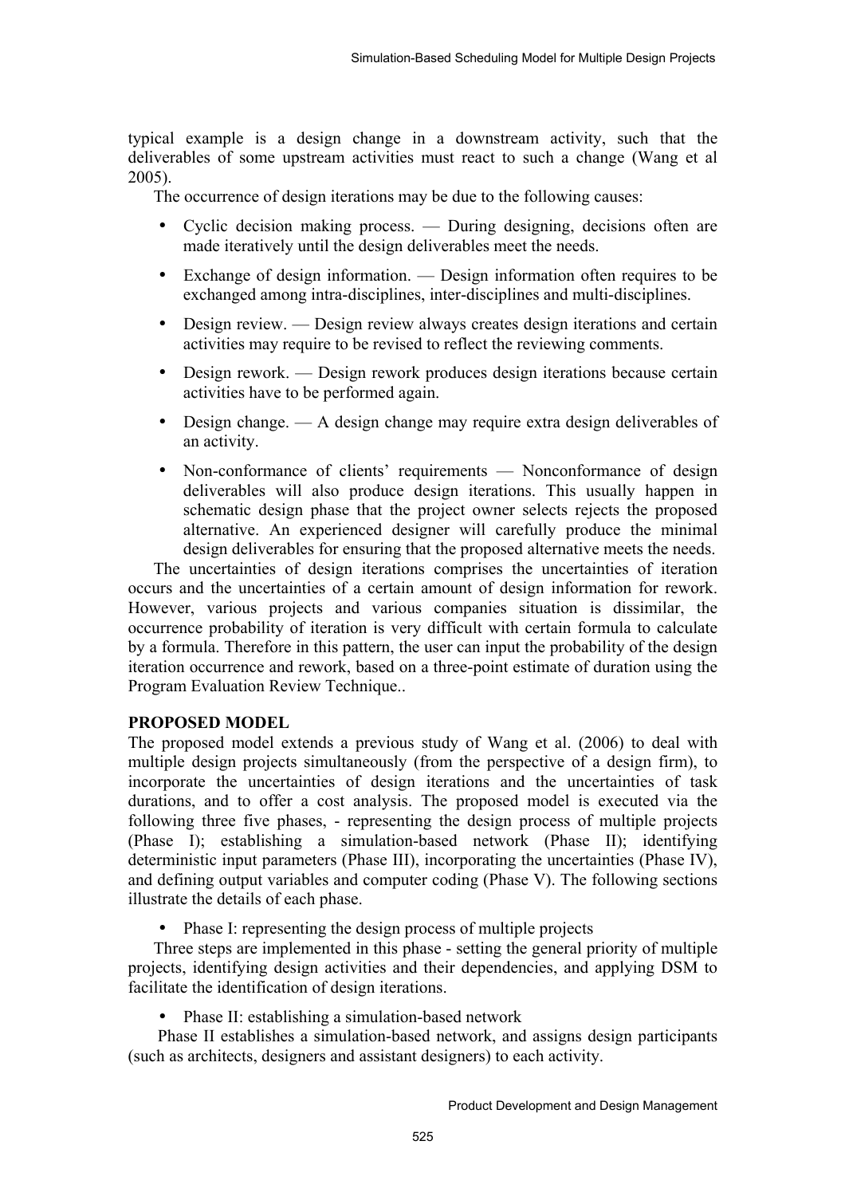typical example is a design change in a downstream activity, such that the deliverables of some upstream activities must react to such a change (Wang et al 2005).

The occurrence of design iterations may be due to the following causes:

- Cyclic decision making process. — During designing, decisions often are made iteratively until the design deliverables meet the needs.
- Exchange of design information. — Design information often requires to be exchanged among intra-disciplines, inter-disciplines and multi-disciplines.
- Design review. — Design review always creates design iterations and certain activities may require to be revised to reflect the reviewing comments.
- Design rework. — Design rework produces design iterations because certain activities have to be performed again.
- Design change. — A design change may require extra design deliverables of an activity.
- Non-conformance of clients' requirements — Nonconformance of design deliverables will also produce design iterations. This usually happen in schematic design phase that the project owner selects rejects the proposed alternative. An experienced designer will carefully produce the minimal design deliverables for ensuring that the proposed alternative meets the needs.

The uncertainties of design iterations comprises the uncertainties of iteration occurs and the uncertainties of a certain amount of design information for rework. However, various projects and various companies situation is dissimilar, the occurrence probability of iteration is very difficult with certain formula to calculate by a formula. Therefore in this pattern, the user can input the probability of the design iteration occurrence and rework, based on a three-point estimate of duration using the Program Evaluation Review Technique..

**PROPOSED MODEL**

The proposed model extends a previous study of Wang et al. (2006) to deal with multiple design projects simultaneously (from the perspective of a design firm), to incorporate the uncertainties of design iterations and the uncertainties of task durations, and to offer a cost analysis. The proposed model is executed via the following three five phases, - representing the design process of multiple projects (Phase I); establishing a simulation-based network (Phase II); identifying deterministic input parameters (Phase III), incorporating the uncertainties (Phase IV), and defining output variables and computer coding (Phase V). The following sections illustrate the details of each phase.

- Phase I: representing the design process of multiple projects

Three steps are implemented in this phase - setting the general priority of multiple projects, identifying design activities and their dependencies, and applying DSM to facilitate the identification of design iterations.

- Phase II: establishing a simulation-based network

Phase II establishes a simulation-based network, and assigns design participants (such as architects, designers and assistant designers) to each activity.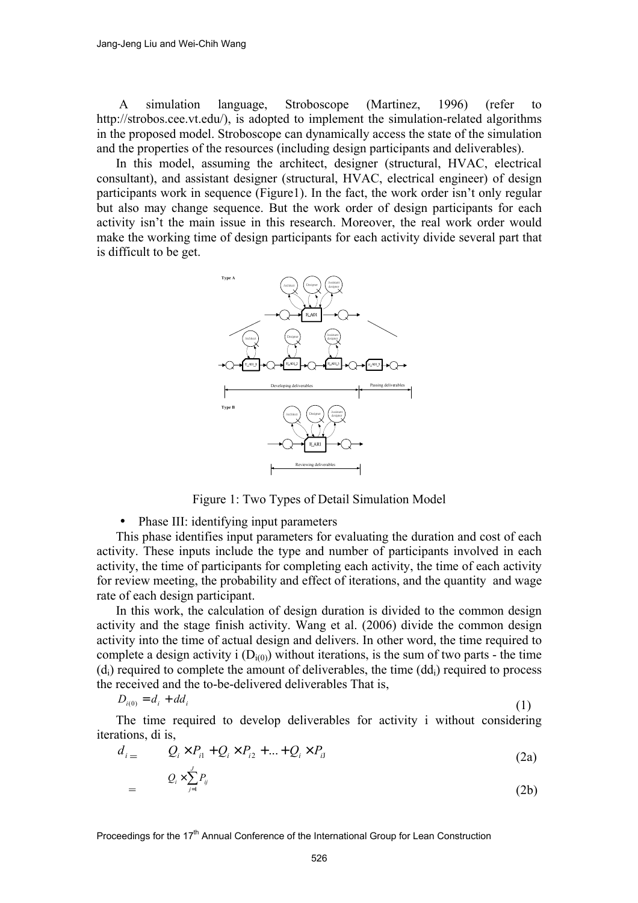A simulation language, Stroboscope (Martinez, 1996) (refer to http://strobos.cee.vt.edu/), is adopted to implement the simulation-related algorithms in the proposed model. Stroboscope can dynamically access the state of the simulation and the properties of the resources (including design participants and deliverables).

In this model, assuming the architect, designer (structural, HVAC, electrical consultant), and assistant designer (structural, HVAC, electrical engineer) of design participants work in sequence (Figure1). In the fact, the work order isn't only regular but also may change sequence. But the work order of design participants for each activity isn't the main issue in this research. Moreover, the real work order would make the working time of design participants for each activity divide several part that is difficult to be get.

Figure 1: Two Types of Detail Simulation Model

- Phase III: identifying input parameters

This phase identifies input parameters for evaluating the duration and cost of each activity. These inputs include the type and number of participants involved in each activity, the time of participants for completing each activity, the time of each activity for review meeting, the probability and effect of iterations, and the quantity and wage rate of each design participant.

In this work, the calculation of design duration is divided to the common design activity and the stage finish activity. Wang et al. (2006) divide the common design activity into the time of actual design and delivers. In other word, the time required to complete a design activity i ($D_{i(0)}$) without iterations, is the sum of two parts - the time ($d_i$) required to complete the amount of deliverables, the time ($dd_i$) required to process the received and the to-be-delivered deliverables That is,

$$D_{i(0)} = d_i + dd_i \quad (1)$$

The time required to develop deliverables for activity i without considering iterations, di is,

$$d_i = Q_i \times P_{i1} + Q_i \times P_{i2} + \ldots + Q_i \times P_{iJ} \quad (2a)$$

$$= Q_i \times \sum_{j=1}^{J} P_{ij} \quad (2b)$$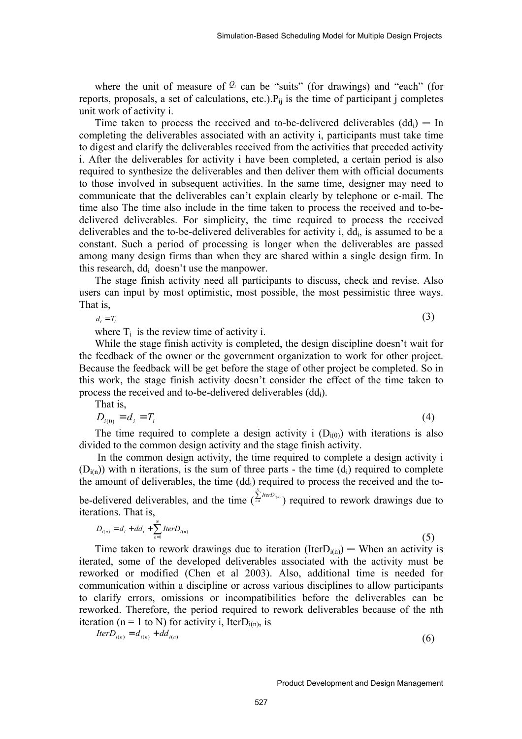where the unit of measure of $Q_i$ can be "suits" (for drawings) and "each" (for reports, proposals, a set of calculations, etc.).$P_{ij}$ is the time of participant j completes unit work of activity i.

Time taken to process the received and to-be-delivered deliverables ($dd_i$) ─ In completing the deliverables associated with an activity i, participants must take time to digest and clarify the deliverables received from the activities that preceded activity i. After the deliverables for activity i have been completed, a certain period is also required to synthesize the deliverables and then deliver them with official documents to those involved in subsequent activities. In the same time, designer may need to communicate that the deliverables can't explain clearly by telephone or e-mail. The time also The time also include in the time taken to process the received and to-be-delivered deliverables. For simplicity, the time required to process the received deliverables and the to-be-delivered deliverables for activity i, $dd_i$, is assumed to be a constant. Such a period of processing is longer when the deliverables are passed among many design firms than when they are shared within a single design firm. In this research, $dd_i$ doesn't use the manpower.

The stage finish activity need all participants to discuss, check and revise. Also users can input by most optimistic, most possible, the most pessimistic three ways. That is,

$$d_i = T_i \tag{3}$$

where $T_i$ is the review time of activity i.

While the stage finish activity is completed, the design discipline doesn't wait for the feedback of the owner or the government organization to work for other project. Because the feedback will be get before the stage of other project be completed. So in this work, the stage finish activity doesn't consider the effect of the time taken to process the received and to-be-delivered deliverables ($dd_i$).

That is,

$$D_{i(0)} = d_i = T_i \tag{4}$$

The time required to complete a design activity i ($D_{i(0)}$) with iterations is also divided to the common design activity and the stage finish activity.

In the common design activity, the time required to complete a design activity i ($D_{i(n)}$) with n iterations, is the sum of three parts - the time ($d_i$) required to complete the amount of deliverables, the time ($dd_i$) required to process the received and the to-be-delivered deliverables, and the time ($\sum_{n=1}^{N} IterD_{i(n)}$) required to rework drawings due to iterations. That is,

$$D_{i(n)} = d_i + dd_i + \sum_{n=1}^{N} IterD_{i(n)} \tag{5}$$

Time taken to rework drawings due to iteration ($IterD_{i(n)}$) ─ When an activity is iterated, some of the developed deliverables associated with the activity must be reworked or modified (Chen et al 2003). Also, additional time is needed for communication within a discipline or across various disciplines to allow participants to clarify errors, omissions or incompatibilities before the deliverables can be reworked. Therefore, the period required to rework deliverables because of the nth iteration (n = 1 to N) for activity i, $IterD_{i(n)}$, is

$$IterD_{i(n)} = d_{i(n)} + dd_{i(n)} \tag{6}$$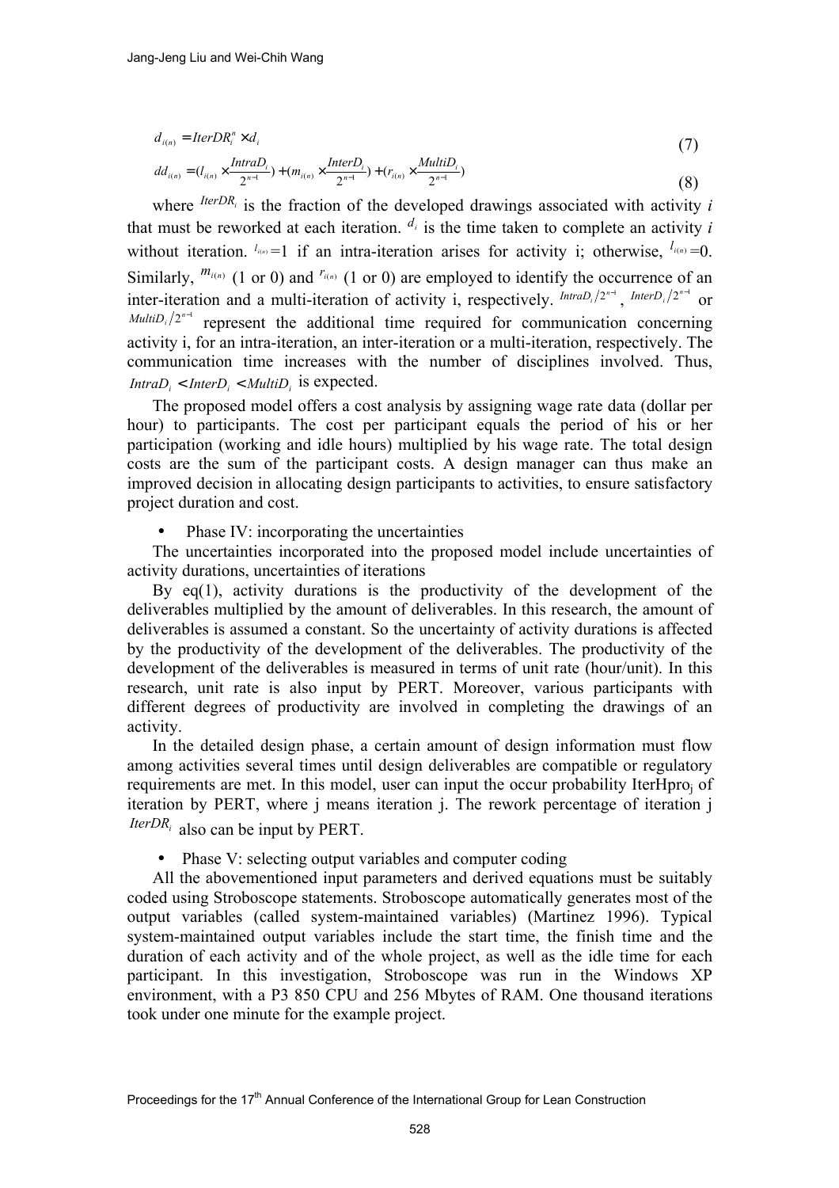$$d_{i(n)} = IterDR_i^n \times d_i \tag{7}$$

$$dd_{i(n)} = (l_{i(n)} \times \frac{IntraD_i}{2^{n-1}}) + (m_{i(n)} \times \frac{InterD_i}{2^{n-1}}) + (r_{i(n)} \times \frac{MultiD_i}{2^{n-1}}) \tag{8}$$

where $IterDR_i$ is the fraction of the developed drawings associated with activity *i* that must be reworked at each iteration. $d_i$ is the time taken to complete an activity *i* without iteration. $l_{i(n)}$=1 if an intra-iteration arises for activity i; otherwise, $l_{i(n)}$=0. Similarly, $m_{i(n)}$ (1 or 0) and $r_{i(n)}$ (1 or 0) are employed to identify the occurrence of an inter-iteration and a multi-iteration of activity i, respectively. $IntraD_i/2^{n-1}$, $InterD_i/2^{n-1}$ or $MultiD_i/2^{n-1}$ represent the additional time required for communication concerning activity i, for an intra-iteration, an inter-iteration or a multi-iteration, respectively. The communication time increases with the number of disciplines involved. Thus, $IntraD_i < InterD_i < MultiD_i$ is expected.

The proposed model offers a cost analysis by assigning wage rate data (dollar per hour) to participants. The cost per participant equals the period of his or her participation (working and idle hours) multiplied by his wage rate. The total design costs are the sum of the participant costs. A design manager can thus make an improved decision in allocating design participants to activities, to ensure satisfactory project duration and cost.

- Phase IV: incorporating the uncertainties

The uncertainties incorporated into the proposed model include uncertainties of activity durations, uncertainties of iterations

By eq(1), activity durations is the productivity of the development of the deliverables multiplied by the amount of deliverables. In this research, the amount of deliverables is assumed a constant. So the uncertainty of activity durations is affected by the productivity of the development of the deliverables. The productivity of the development of the deliverables is measured in terms of unit rate (hour/unit). In this research, unit rate is also input by PERT. Moreover, various participants with different degrees of productivity are involved in completing the drawings of an activity.

In the detailed design phase, a certain amount of design information must flow among activities several times until design deliverables are compatible or regulatory requirements are met. In this model, user can input the occur probability $IterHpro_j$ of iteration by PERT, where j means iteration j. The rework percentage of iteration j $IterDR_i$ also can be input by PERT.

- Phase V: selecting output variables and computer coding

All the abovementioned input parameters and derived equations must be suitably coded using Stroboscope statements. Stroboscope automatically generates most of the output variables (called system-maintained variables) (Martinez 1996). Typical system-maintained output variables include the start time, the finish time and the duration of each activity and of the whole project, as well as the idle time for each participant. In this investigation, Stroboscope was run in the Windows XP environment, with a P3 850 CPU and 256 Mbytes of RAM. One thousand iterations took under one minute for the example project.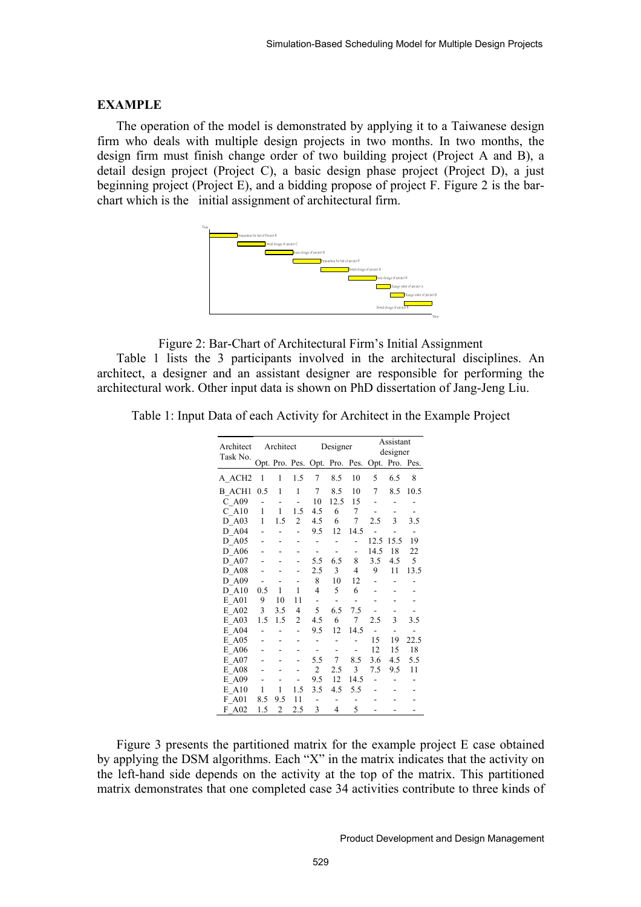### EXAMPLE

The operation of the model is demonstrated by applying it to a Taiwanese design firm who deals with multiple design projects in two months. In two months, the design firm must finish change order of two building project (Project A and B), a detail design project (Project C), a basic design phase project (Project D), a just beginning project (Project E), and a bidding propose of project F. Figure 2 is the bar-chart which is the initial assignment of architectural firm.

Figure 2: Bar-Chart of Architectural Firm's Initial Assignment

Table 1 lists the 3 participants involved in the architectural disciplines. An architect, a designer and an assistant designer are responsible for performing the architectural work. Other input data is shown on PhD dissertation of Jang-Jeng Liu.

Table 1: Input Data of each Activity for Architect in the Example Project

| Architect Task No. | Architect | | | Designer | | | Assistant designer | | |
|---|---|---|---|---|---|---|---|---|---|
| | Opt. | Pro. | Pes. | Opt. | Pro. | Pes. | Opt. | Pro. | Pes. |
| A_ACH2 | 1 | 1 | 1.5 | 7 | 8.5 | 10 | 5 | 6.5 | 8 |
| B_ACH1 | 0.5 | 1 | 1 | 7 | 8.5 | 10 | 7 | 8.5 | 10.5 |
| C_A09 | - | - | - | 10 | 12.5 | 15 | - | - | - |
| C_A10 | 1 | 1 | 1.5 | 4.5 | 6 | 7 | - | - | - |
| D_A03 | 1 | 1.5 | 2 | 4.5 | 6 | 7 | 2.5 | 3 | 3.5 |
| D_A04 | - | - | - | 9.5 | 12 | 14.5 | - | - | - |
| D_A05 | - | - | - | - | - | - | 12.5 | 15.5 | 19 |
| D_A06 | - | - | - | - | - | - | 14.5 | 18 | 22 |
| D_A07 | - | - | - | 5.5 | 6.5 | 8 | 3.5 | 4.5 | 5 |
| D_A08 | - | - | - | 2.5 | 3 | 4 | 9 | 11 | 13.5 |
| D_A09 | - | - | - | 8 | 10 | 12 | - | - | - |
| D_A10 | 0.5 | 1 | 1 | 4 | 5 | 6 | - | - | - |
| E_A01 | 9 | 10 | 11 | - | - | - | - | - | - |
| E_A02 | 3 | 3.5 | 4 | 5 | 6.5 | 7.5 | - | - | - |
| E_A03 | 1.5 | 1.5 | 2 | 4.5 | 6 | 7 | 2.5 | 3 | 3.5 |
| E_A04 | - | - | - | 9.5 | 12 | 14.5 | - | - | - |
| E_A05 | - | - | - | - | - | - | 15 | 19 | 22.5 |
| E_A06 | - | - | - | - | - | - | 12 | 15 | 18 |
| E_A07 | - | - | - | 5.5 | 7 | 8.5 | 3.6 | 4.5 | 5.5 |
| E_A08 | - | - | - | 2 | 2.5 | 3 | 7.5 | 9.5 | 11 |
| E_A09 | - | - | - | 9.5 | 12 | 14.5 | - | - | - |
| E_A10 | 1 | 1 | 1.5 | 3.5 | 4.5 | 5.5 | - | - | - |
| F_A01 | 8.5 | 9.5 | 11 | - | - | - | - | - | - |
| F_A02 | 1.5 | 2 | 2.5 | 3 | 4 | 5 | - | - | - |

Figure 3 presents the partitioned matrix for the example project E case obtained by applying the DSM algorithms. Each "X" in the matrix indicates that the activity on the left-hand side depends on the activity at the top of the matrix. This partitioned matrix demonstrates that one completed case 34 activities contribute to three kinds of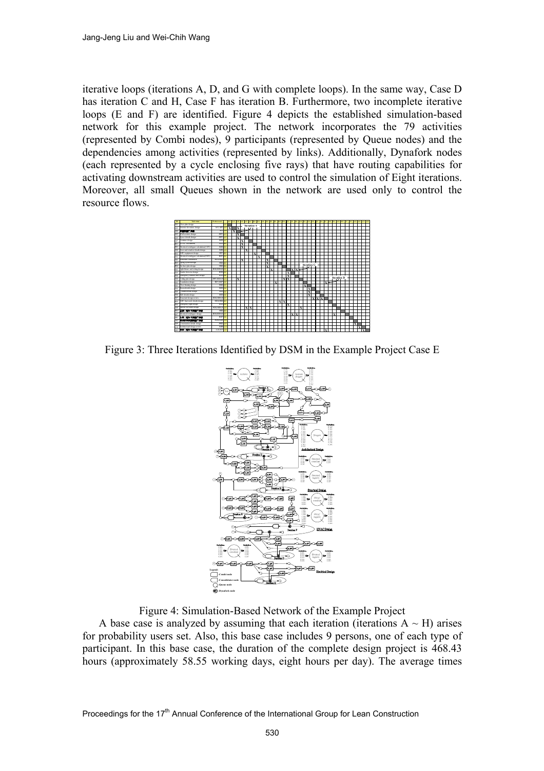iterative loops (iterations A, D, and G with complete loops). In the same way, Case D has iteration C and H, Case F has iteration B. Furthermore, two incomplete iterative loops (E and F) are identified. Figure 4 depicts the established simulation-based network for this example project. The network incorporates the 79 activities (represented by Combi nodes), 9 participants (represented by Queue nodes) and the dependencies among activities (represented by links). Additionally, Dynafork nodes (each represented by a cycle enclosing five rays) that have routing capabilities for activating downstream activities are used to control the simulation of Eight iterations. Moreover, all small Queues shown in the network are used only to control the resource flows.

Figure 3: Three Iterations Identified by DSM in the Example Project Case E

Figure 4: Simulation-Based Network of the Example Project

A base case is analyzed by assuming that each iteration (iterations A ~ H) arises for probability users set. Also, this base case includes 9 persons, one of each type of participant. In this base case, the duration of the complete design project is 468.43 hours (approximately 58.55 working days, eight hours per day). The average times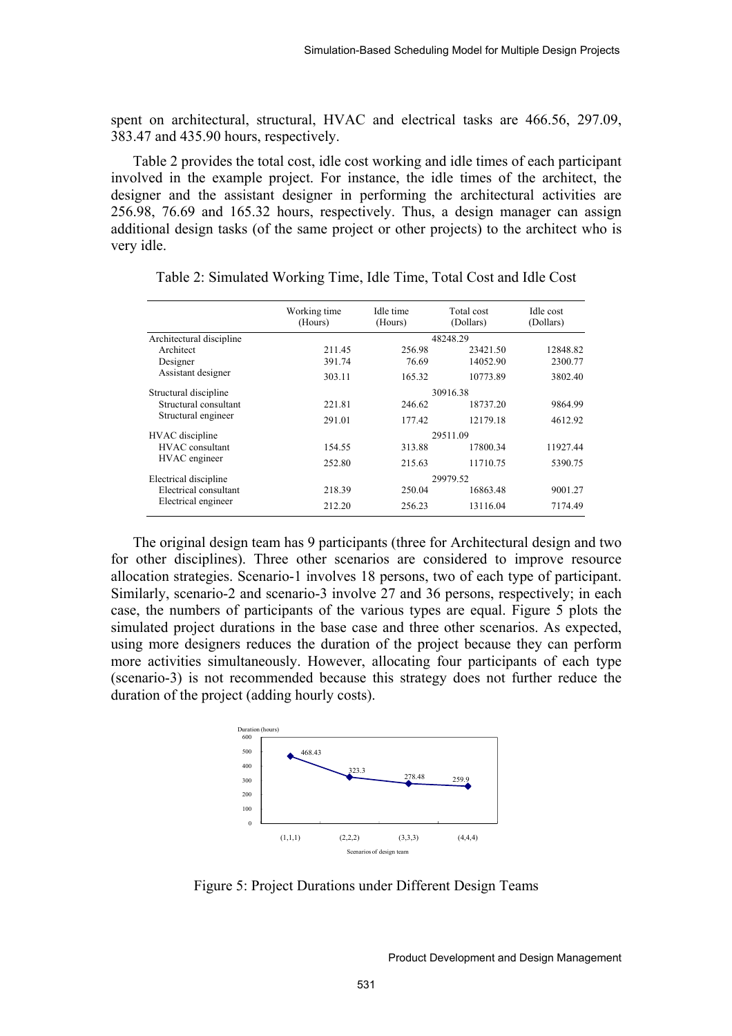spent on architectural, structural, HVAC and electrical tasks are 466.56, 297.09, 383.47 and 435.90 hours, respectively.

Table 2 provides the total cost, idle cost working and idle times of each participant involved in the example project. For instance, the idle times of the architect, the designer and the assistant designer in performing the architectural activities are 256.98, 76.69 and 165.32 hours, respectively. Thus, a design manager can assign additional design tasks (of the same project or other projects) to the architect who is very idle.

Table 2: Simulated Working Time, Idle Time, Total Cost and Idle Cost

| | Working time (Hours) | Idle time (Hours) | Total cost (Dollars) | Idle cost (Dollars) |
|---|---|---|---|---|
| Architectural discipline | | | 48248.29 | |
| Architect | 211.45 | 256.98 | 23421.50 | 12848.82 |
| Designer | 391.74 | 76.69 | 14052.90 | 2300.77 |
| Assistant designer | 303.11 | 165.32 | 10773.89 | 3802.40 |
| Structural discipline | | | 30916.38 | |
| Structural consultant | 221.81 | 246.62 | 18737.20 | 9864.99 |
| Structural engineer | 291.01 | 177.42 | 12179.18 | 4612.92 |
| HVAC discipline | | | 29511.09 | |
| HVAC consultant | 154.55 | 313.88 | 17800.34 | 11927.44 |
| HVAC engineer | 252.80 | 215.63 | 11710.75 | 5390.75 |
| Electrical discipline | | | 29979.52 | |
| Electrical consultant | 218.39 | 250.04 | 16863.48 | 9001.27 |
| Electrical engineer | 212.20 | 256.23 | 13116.04 | 7174.49 |

The original design team has 9 participants (three for Architectural design and two for other disciplines). Three other scenarios are considered to improve resource allocation strategies. Scenario-1 involves 18 persons, two of each type of participant. Similarly, scenario-2 and scenario-3 involve 27 and 36 persons, respectively; in each case, the numbers of participants of the various types are equal. Figure 5 plots the simulated project durations in the base case and three other scenarios. As expected, using more designers reduces the duration of the project because they can perform more activities simultaneously. However, allocating four participants of each type (scenario-3) is not recommended because this strategy does not further reduce the duration of the project (adding hourly costs).

Figure 5: Project Durations under Different Design Teams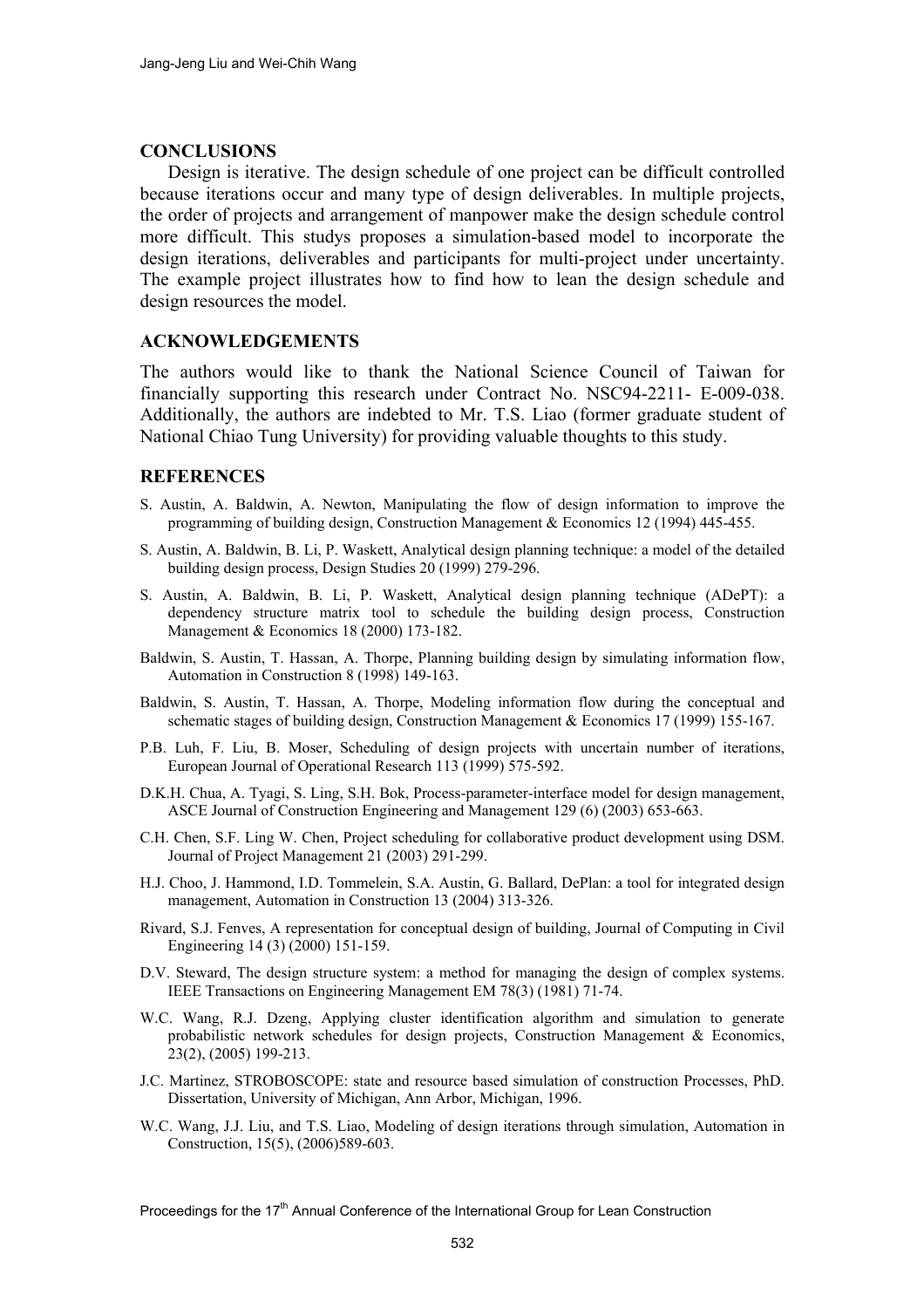## CONCLUSIONS

Design is iterative. The design schedule of one project can be difficult controlled because iterations occur and many type of design deliverables. In multiple projects, the order of projects and arrangement of manpower make the design schedule control more difficult. This studys proposes a simulation-based model to incorporate the design iterations, deliverables and participants for multi-project under uncertainty. The example project illustrates how to find how to lean the design schedule and design resources the model.

## ACKNOWLEDGEMENTS

The authors would like to thank the National Science Council of Taiwan for financially supporting this research under Contract No. NSC94-2211- E-009-038. Additionally, the authors are indebted to Mr. T.S. Liao (former graduate student of National Chiao Tung University) for providing valuable thoughts to this study.

## REFERENCES

S. Austin, A. Baldwin, A. Newton, Manipulating the flow of design information to improve the programming of building design, Construction Management & Economics 12 (1994) 445-455.

S. Austin, A. Baldwin, B. Li, P. Waskett, Analytical design planning technique: a model of the detailed building design process, Design Studies 20 (1999) 279-296.

S. Austin, A. Baldwin, B. Li, P. Waskett, Analytical design planning technique (ADePT): a dependency structure matrix tool to schedule the building design process, Construction Management & Economics 18 (2000) 173-182.

Baldwin, S. Austin, T. Hassan, A. Thorpe, Planning building design by simulating information flow, Automation in Construction 8 (1998) 149-163.

Baldwin, S. Austin, T. Hassan, A. Thorpe, Modeling information flow during the conceptual and schematic stages of building design, Construction Management & Economics 17 (1999) 155-167.

P.B. Luh, F. Liu, B. Moser, Scheduling of design projects with uncertain number of iterations, European Journal of Operational Research 113 (1999) 575-592.

D.K.H. Chua, A. Tyagi, S. Ling, S.H. Bok, Process-parameter-interface model for design management, ASCE Journal of Construction Engineering and Management 129 (6) (2003) 653-663.

C.H. Chen, S.F. Ling W. Chen, Project scheduling for collaborative product development using DSM. Journal of Project Management 21 (2003) 291-299.

H.J. Choo, J. Hammond, I.D. Tommelein, S.A. Austin, G. Ballard, DePlan: a tool for integrated design management, Automation in Construction 13 (2004) 313-326.

Rivard, S.J. Fenves, A representation for conceptual design of building, Journal of Computing in Civil Engineering 14 (3) (2000) 151-159.

D.V. Steward, The design structure system: a method for managing the design of complex systems. IEEE Transactions on Engineering Management EM 78(3) (1981) 71-74.

W.C. Wang, R.J. Dzeng, Applying cluster identification algorithm and simulation to generate probabilistic network schedules for design projects, Construction Management & Economics, 23(2), (2005) 199-213.

J.C. Martinez, STROBOSCOPE: state and resource based simulation of construction Processes, PhD. Dissertation, University of Michigan, Ann Arbor, Michigan, 1996.

W.C. Wang, J.J. Liu, and T.S. Liao, Modeling of design iterations through simulation, Automation in Construction, 15(5), (2006)589-603.